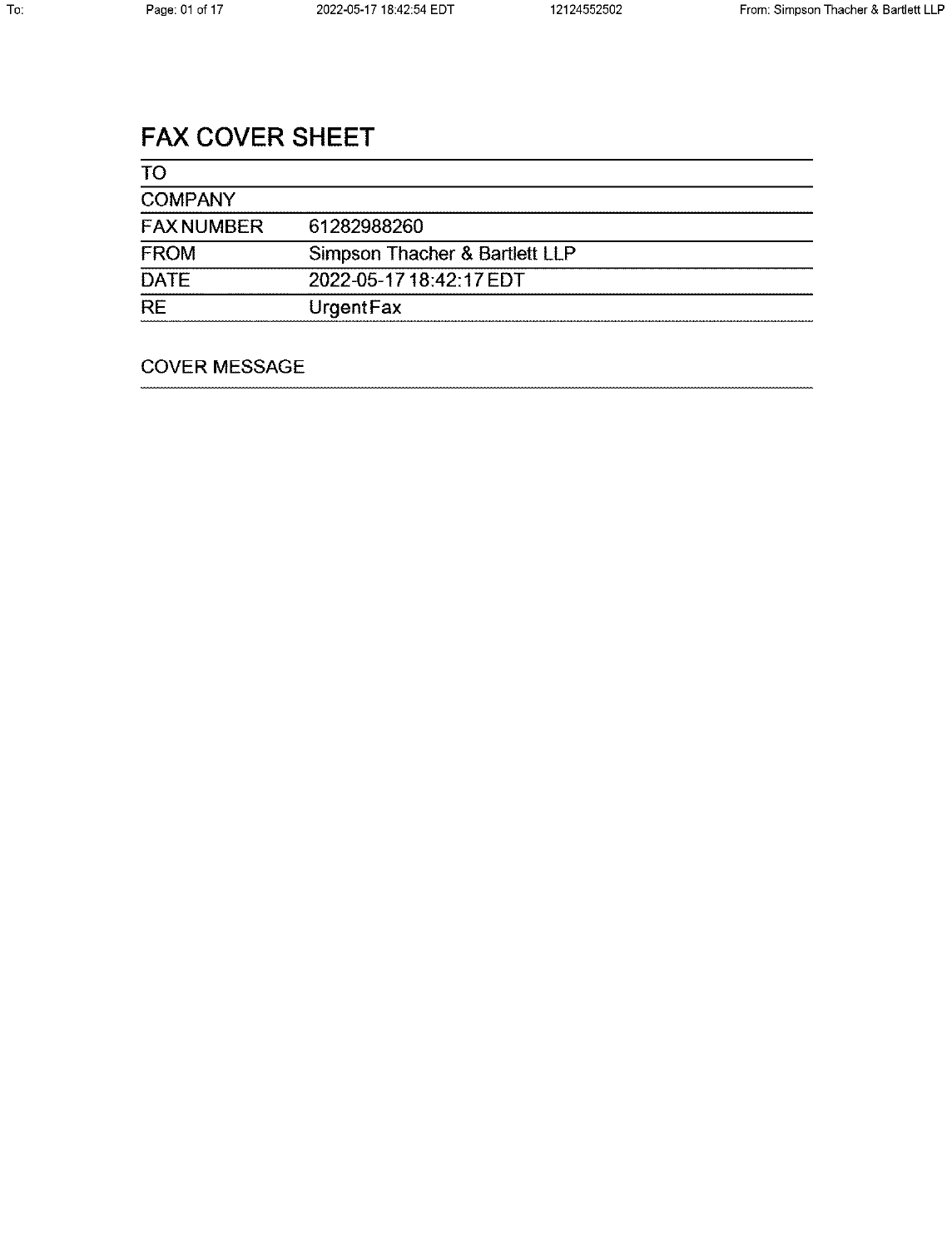# FAX COVER SHEET

| TO | |
|---|---|
| COMPANY | |
| FAX NUMBER | 61282988260 |
| FROM | Simpson Thacher & Bartlett LLP |
| DATE | 2022-05-17 18:42:17 EDT |
| RE | Urgent Fax |

COVER MESSAGE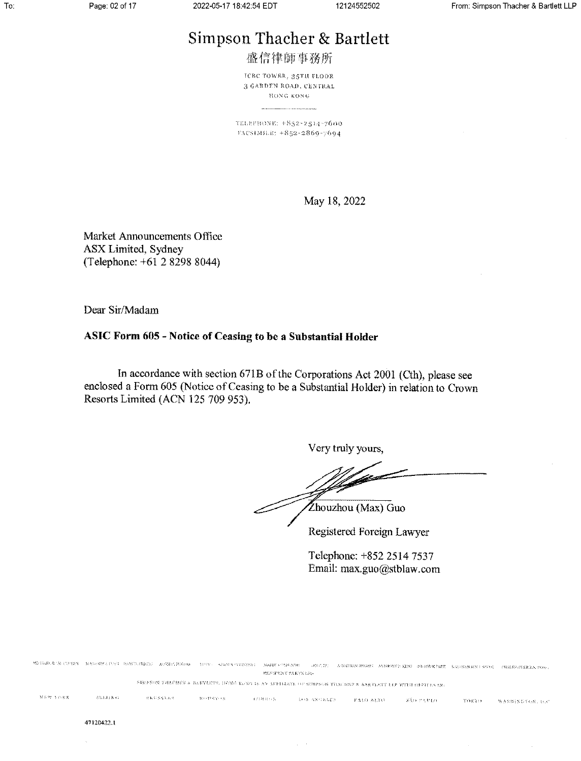# Simpson Thacher & Bartlett

盛信律師事務所

ICBC TOWER, 35TH FLOOR
3 GARDEN ROAD, CENTRAL
HONG KONG

TELEPHONE: +852-2514-7600
FACSIMILE: +852-2869-7694

May 18, 2022

Market Announcements Office
ASX Limited, Sydney
(Telephone: +61 2 8298 8044)

Dear Sir/Madam

**ASIC Form 605 - Notice of Ceasing to be a Substantial Holder**

In accordance with section 671B of the Corporations Act 2001 (Cth), please see enclosed a Form 605 (Notice of Ceasing to be a Substantial Holder) in relation to Crown Resorts Limited (ACN 125 709 953).

Very truly yours,

Zhouzhou (Max) Guo

Registered Foreign Lawyer

Telephone: +852 2514 7537
Email: max.guo@stblaw.com

SIMPSON THACHER & BARTLETT, HONG KONG IS AN AFFILIATE OF SIMPSON THACHER & BARTLETT LLP WITH OFFICES IN:

NEW YORK BEIJING BRUSSELS HOUSTON LONDON LOS ANGELES PALO ALTO SÃO PAULO TOKYO WASHINGTON, D.C.

47120422.1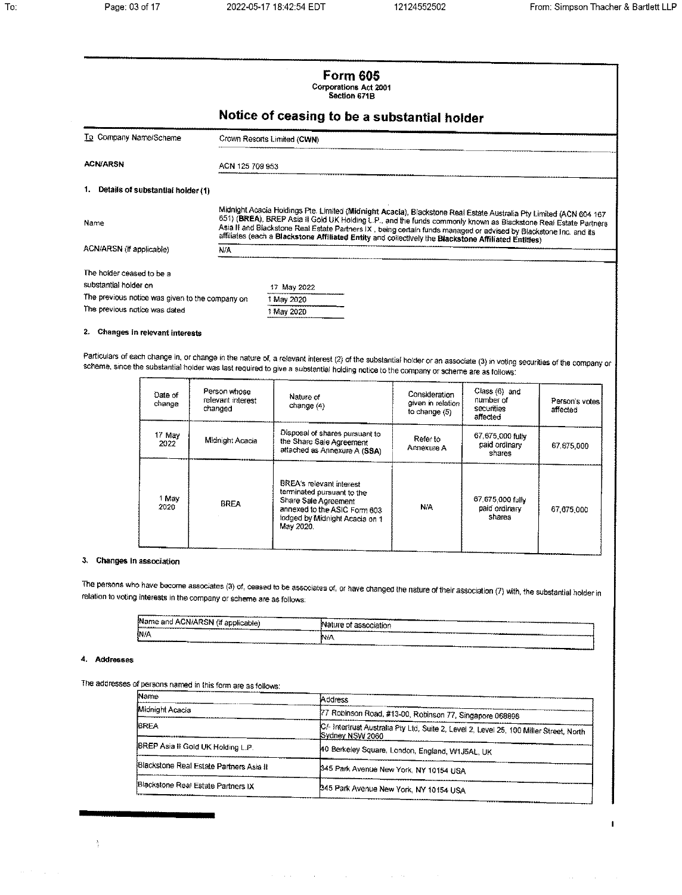# Form 605

Corporations Act 2001
Section 671B

## Notice of ceasing to be a substantial holder

| | |
|---|---|
| To Company Name/Scheme | Crown Resorts Limited (**CWN**) |
| **ACN/ARSN** | ACN 125 709 953 |

### 1. Details of substantial holder (1)

| | |
|---|---|
| Name | Midnight Acacia Holdings Pte. Limited (**Midnight Acacia**), Blackstone Real Estate Australia Pty Limited (ACN 604 167 651) (**BREA**), BREP Asia II Gold UK Holding L.P., and the funds commonly known as Blackstone Real Estate Partners Asia II and Blackstone Real Estate Partners IX , being certain funds managed or advised by Blackstone Inc. and its affiliates (each a **Blackstone Affiliated Entity** and collectively the **Blackstone Affiliated Entities**) |
| ACN/ARSN (if applicable) | N/A |

| | |
|---|---|
| The holder ceased to be a substantial holder on | 17 May 2022 |
| The previous notice was given to the company on | 1 May 2020 |
| The previous notice was dated | 1 May 2020 |

### 2. Changes in relevant interests

Particulars of each change in, or change in the nature of, a relevant interest (2) of the substantial holder or an associate (3) in voting securities of the company or scheme, since the substantial holder was last required to give a substantial holding notice to the company or scheme are as follows:

| Date of change | Person whose relevant interest changed | Nature of change (4) | Consideration given in relation to change (5) | Class (6) and number of securities affected | Person's votes affected |
|---|---|---|---|---|---|
| 17 May 2022 | Midnight Acacia | Disposal of shares pursuant to the Share Sale Agreement attached as Annexure A (**SSA**) | Refer to Annexure A | 67,675,000 fully paid ordinary shares | 67,675,000 |
| 1 May 2020 | BREA | BREA's relevant interest terminated pursuant to the Share Sale Agreement annexed to the ASIC Form 603 lodged by Midnight Acacia on 1 May 2020. | N/A | 67,675,000 fully paid ordinary shares | 67,675,000 |

### 3. Changes in association

The persons who have become associates (3) of, ceased to be associates of, or have changed the nature of their association (7) with, the substantial holder in relation to voting interests in the company or scheme are as follows:

| Name and ACN/ARSN (if applicable) | Nature of association |
|---|---|
| N/A | N/A |

### 4. Addresses

The addresses of persons named in this form are as follows:

| Name | Address |
|---|---|
| Midnight Acacia | 77 Robinson Road, #13-00, Robinson 77, Singapore 068896 |
| BREA | C/- Intertrust Australia Pty Ltd, Suite 2, Level 2, Level 25, 100 Miller Street, North Sydney NSW 2060 |
| BREP Asia II Gold UK Holding L.P. | 40 Berkeley Square, London, England, W1J5AL, UK |
| Blackstone Real Estate Partners Asia II | 345 Park Avenue New York, NY 10154 USA |
| Blackstone Real Estate Partners IX | 345 Park Avenue New York, NY 10154 USA |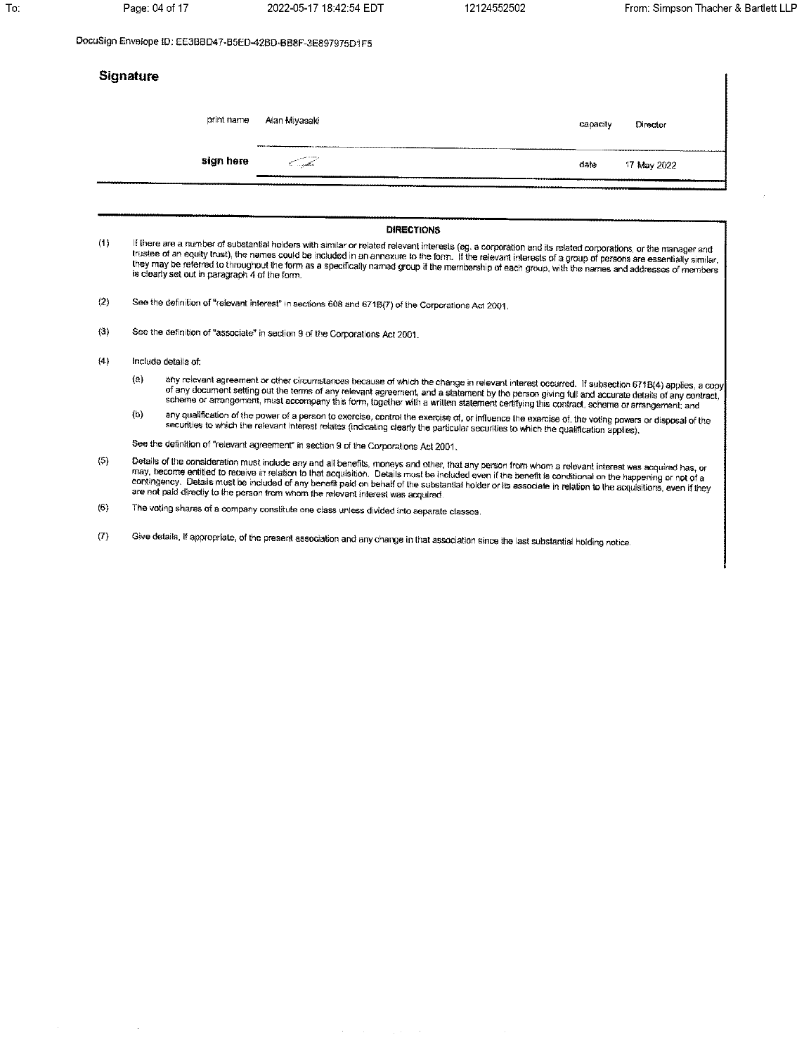DocuSign Envelope ID: EE3BBD47-B5ED-42BD-BB8F-3E897975D1F5

## Signature

| | | | |
|---|---|---|---|
| print name | Alan Miyasaki | capacity | Director |
| **sign here** | | date | 17 May 2022 |

**DIRECTIONS**

(1) If there are a number of substantial holders with similar or related relevant interests (eg. a corporation and its related corporations, or the manager and trustee of an equity trust), the names could be included in an annexure to the form. If the relevant interests of a group of persons are essentially similar, they may be referred to throughout the form as a specifically named group if the membership of each group, with the names and addresses of members is clearly set out in paragraph 4 of the form.

(2) See the definition of "relevant interest" in sections 608 and 671B(7) of the Corporations Act 2001.

(3) See the definition of "associate" in section 9 of the Corporations Act 2001.

(4) Include details of:

(a) any relevant agreement or other circumstances because of which the change in relevant interest occurred. If subsection 671B(4) applies, a copy of any document setting out the terms of any relevant agreement, and a statement by the person giving full and accurate details of any contract, scheme or arrangement, must accompany this form, together with a written statement certifying this contract, scheme or arrangement; and

(b) any qualification of the power of a person to exercise, control the exercise of, or influence the exercise of, the voting powers or disposal of the securities to which the relevant interest relates (indicating clearly the particular securities to which the qualification applies).

See the definition of "relevant agreement" in section 9 of the Corporations Act 2001.

(5) Details of the consideration must include any and all benefits, moneys and other, that any person from whom a relevant interest was acquired has, or may, become entitled to receive in relation to that acquisition. Details must be included even if the benefit is conditional on the happening or not of a contingency. Details must be included of any benefit paid on behalf of the substantial holder or its associate in relation to the acquisitions, even if they are not paid directly to the person from whom the relevant interest was acquired.

(6) The voting shares of a company constitute one class unless divided into separate classes.

(7) Give details, if appropriate, of the present association and any change in that association since the last substantial holding notice.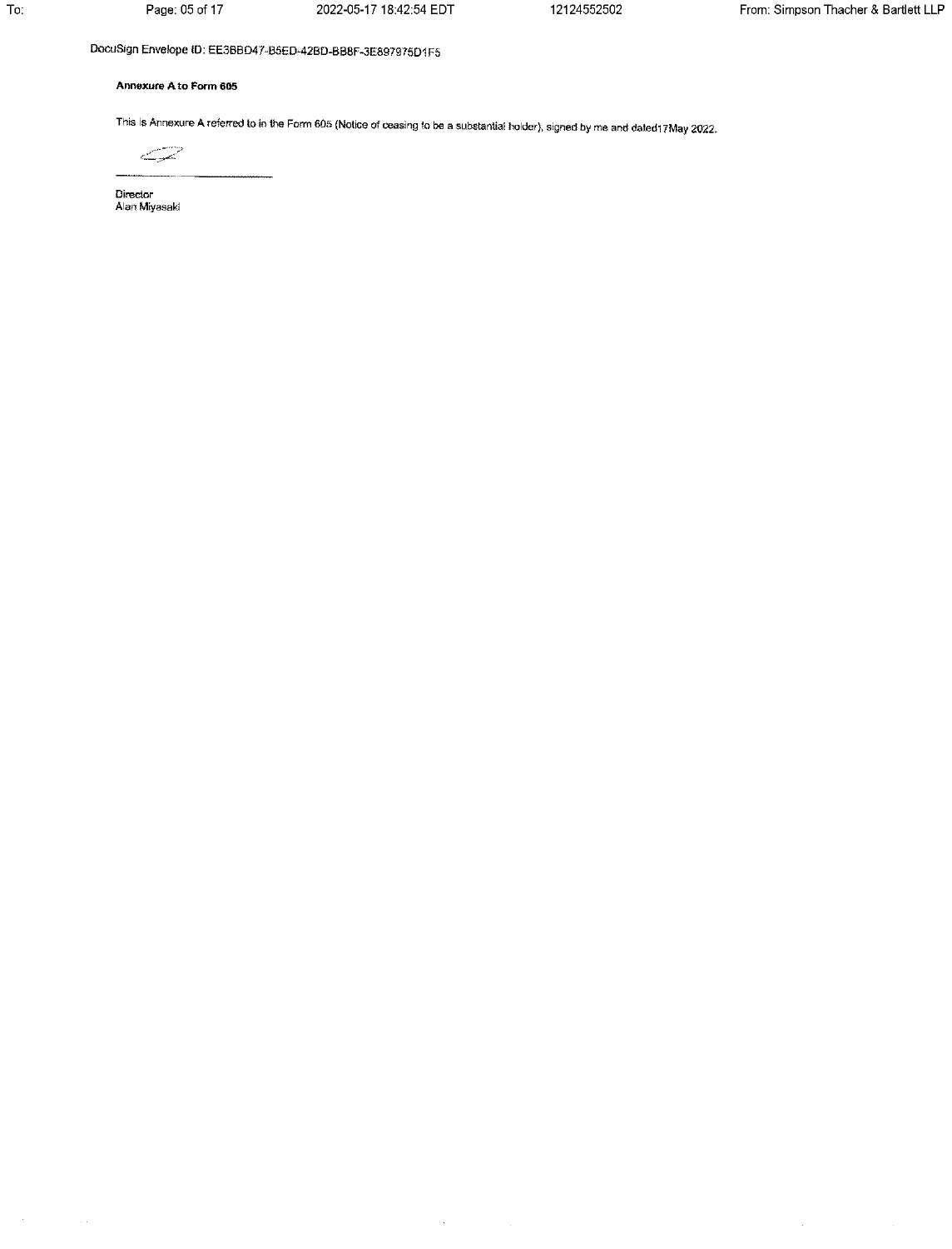DocuSign Envelope ID: EE3BBD47-B5ED-42BD-BB8F-3E897975D1F5

**Annexure A to Form 605**

This is Annexure A referred to in the Form 605 (Notice of ceasing to be a substantial holder), signed by me and dated17May 2022.

\_\_\_\_\_\_\_\_\_\_\_\_\_\_\_\_\_\_\_\_\_\_\_\_\_\_\_\_\_\_

Director
Alan Miyasaki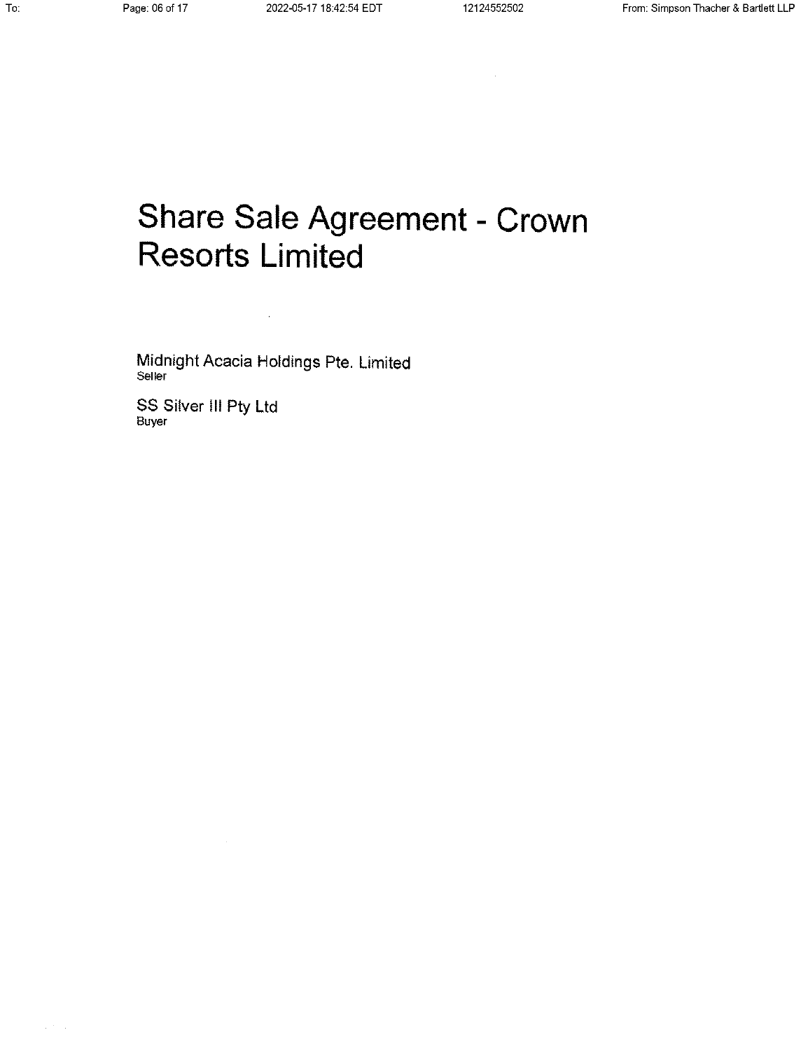# Share Sale Agreement - Crown Resorts Limited

Midnight Acacia Holdings Pte. Limited
Seller

SS Silver III Pty Ltd
Buyer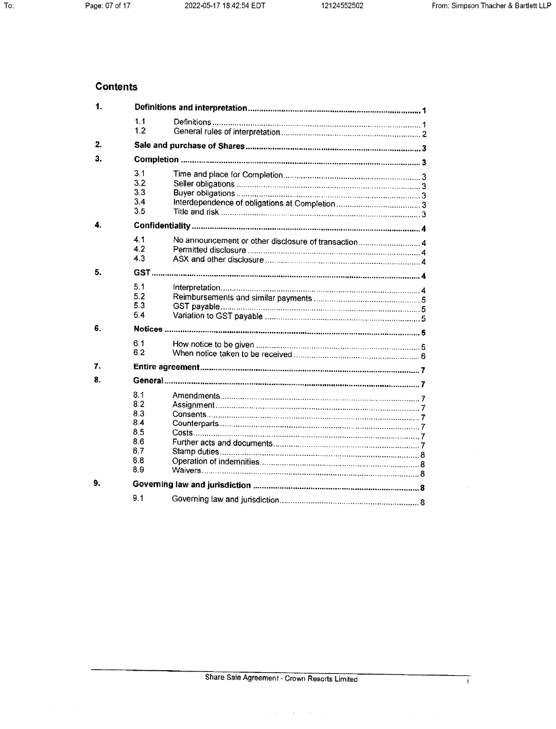# Contents

| | | | |
|---|---|---|---|
| **1.** | **Definitions and interpretation** | | **1** |
| | 1.1 | Definitions | 1 |
| | 1.2 | General rules of interpretation | 2 |
| **2.** | **Sale and purchase of Shares** | | **3** |
| **3.** | **Completion** | | **3** |
| | 3.1 | Time and place for Completion | 3 |
| | 3.2 | Seller obligations | 3 |
| | 3.3 | Buyer obligations | 3 |
| | 3.4 | Interdependence of obligations at Completion | 3 |
| | 3.5 | Title and risk | 3 |
| **4.** | **Confidentiality** | | **4** |
| | 4.1 | No announcement or other disclosure of transaction | 4 |
| | 4.2 | Permitted disclosure | 4 |
| | 4.3 | ASX and other disclosure | 4 |
| **5.** | **GST** | | **4** |
| | 5.1 | Interpretation | 4 |
| | 5.2 | Reimbursements and similar payments | 5 |
| | 5.3 | GST payable | 5 |
| | 5.4 | Variation to GST payable | 5 |
| **6.** | **Notices** | | **5** |
| | 6.1 | How notice to be given | 5 |
| | 6.2 | When notice taken to be received | 6 |
| **7.** | **Entire agreement** | | **7** |
| **8.** | **General** | | **7** |
| | 8.1 | Amendments | 7 |
| | 8.2 | Assignment | 7 |
| | 8.3 | Consents | 7 |
| | 8.4 | Counterparts | 7 |
| | 8.5 | Costs | 7 |
| | 8.6 | Further acts and documents | 7 |
| | 8.7 | Stamp duties | 8 |
| | 8.8 | Operation of indemnities | 8 |
| | 8.9 | Waivers | 8 |
| **9.** | **Governing law and jurisdiction** | | **8** |
| | 9.1 | Governing law and jurisdiction | 8 |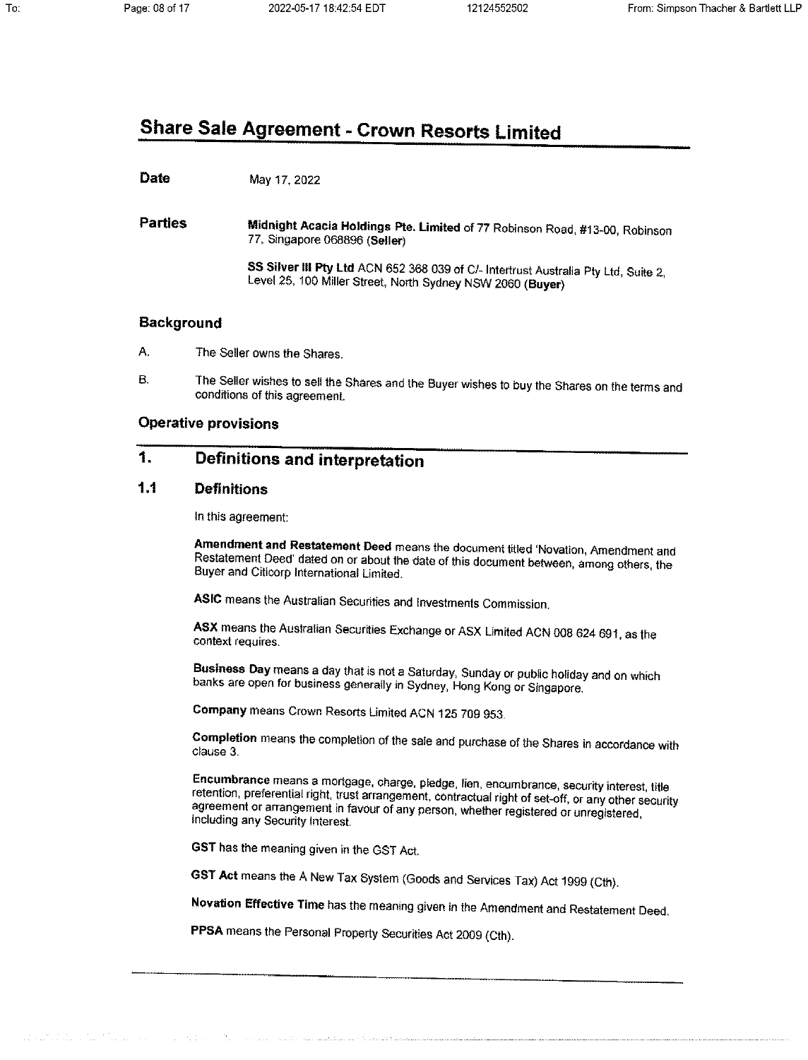# Share Sale Agreement - Crown Resorts Limited

**Date** May 17, 2022

**Parties** **Midnight Acacia Holdings Pte. Limited** of 77 Robinson Road, #13-00, Robinson 77, Singapore 068896 (**Seller**)

**SS Silver II Pty Ltd** ACN 652 368 039 of C/- Intertrust Australia Pty Ltd, Suite 2, Level 25, 100 Miller Street, North Sydney NSW 2060 (**Buyer**)

## Background

A. The Seller owns the Shares.

B. The Seller wishes to sell the Shares and the Buyer wishes to buy the Shares on the terms and conditions of this agreement.

## Operative provisions

## 1. Definitions and interpretation

### 1.1 Definitions

In this agreement:

**Amendment and Restatement Deed** means the document titled 'Novation, Amendment and Restatement Deed' dated on or about the date of this document between, among others, the Buyer and Citicorp International Limited.

**ASIC** means the Australian Securities and Investments Commission.

**ASX** means the Australian Securities Exchange or ASX Limited ACN 008 624 691, as the context requires.

**Business Day** means a day that is not a Saturday, Sunday or public holiday and on which banks are open for business generally in Sydney, Hong Kong or Singapore.

**Company** means Crown Resorts Limited ACN 125 709 953.

**Completion** means the completion of the sale and purchase of the Shares in accordance with clause 3.

**Encumbrance** means a mortgage, charge, pledge, lien, encumbrance, security interest, title retention, preferential right, trust arrangement, contractual right of set-off, or any other security agreement or arrangement in favour of any person, whether registered or unregistered, including any Security Interest.

**GST** has the meaning given in the GST Act.

**GST Act** means the A New Tax System (Goods and Services Tax) Act 1999 (Cth).

**Novation Effective Time** has the meaning given in the Amendment and Restatement Deed.

**PPSA** means the Personal Property Securities Act 2009 (Cth).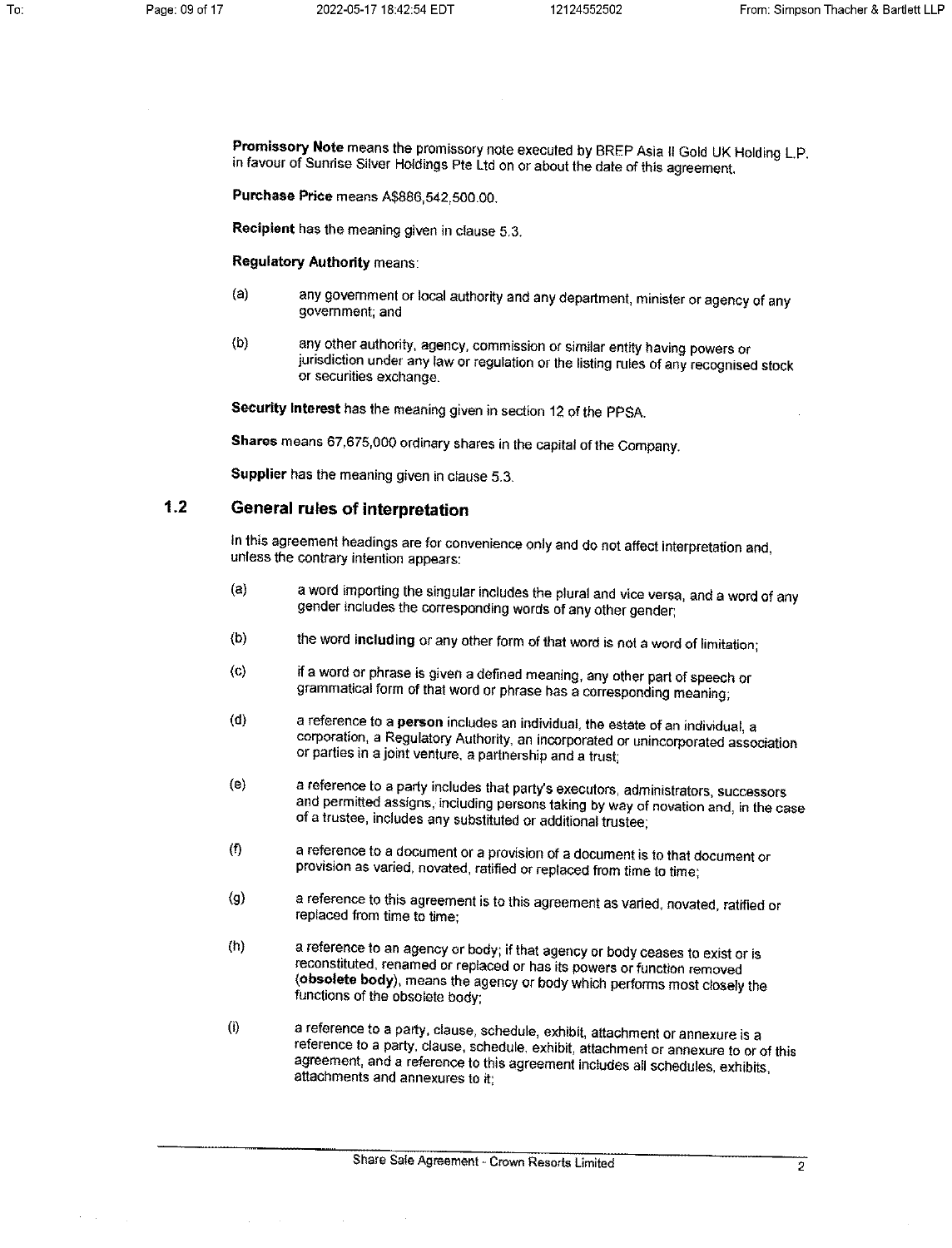**Promissory Note** means the promissory note executed by BREP Asia II Gold UK Holding L.P. in favour of Sunrise Silver Holdings Pte Ltd on or about the date of this agreement.

**Purchase Price** means A$886,542,500.00.

**Recipient** has the meaning given in clause 5.3.

**Regulatory Authority** means:

(a) any government or local authority and any department, minister or agency of any government; and

(b) any other authority, agency, commission or similar entity having powers or jurisdiction under any law or regulation or the listing rules of any recognised stock or securities exchange.

**Security Interest** has the meaning given in section 12 of the PPSA.

**Shares** means 67,675,000 ordinary shares in the capital of the Company.

**Supplier** has the meaning given in clause 5.3.

## 1.2 General rules of interpretation

In this agreement headings are for convenience only and do not affect interpretation and, unless the contrary intention appears:

(a) a word importing the singular includes the plural and vice versa, and a word of any gender includes the corresponding words of any other gender;

(b) the word **including** or any other form of that word is not a word of limitation;

(c) if a word or phrase is given a defined meaning, any other part of speech or grammatical form of that word or phrase has a corresponding meaning;

(d) a reference to a **person** includes an individual, the estate of an individual, a corporation, a Regulatory Authority, an incorporated or unincorporated association or parties in a joint venture, a partnership and a trust;

(e) a reference to a party includes that party's executors, administrators, successors and permitted assigns, including persons taking by way of novation and, in the case of a trustee, includes any substituted or additional trustee;

(f) a reference to a document or a provision of a document is to that document or provision as varied, novated, ratified or replaced from time to time;

(g) a reference to this agreement is to this agreement as varied, novated, ratified or replaced from time to time;

(h) a reference to an agency or body; if that agency or body ceases to exist or is reconstituted, renamed or replaced or has its powers or function removed (**obsolete body**), means the agency or body which performs most closely the functions of the obsolete body;

(i) a reference to a party, clause, schedule, exhibit, attachment or annexure is a reference to a party, clause, schedule, exhibit, attachment or annexure to or of this agreement, and a reference to this agreement includes all schedules, exhibits, attachments and annexures to it;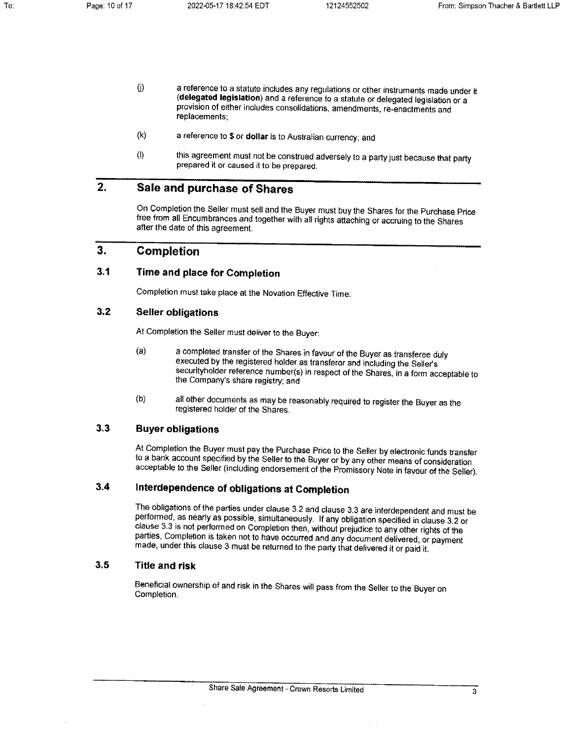(j) a reference to a statute includes any regulations or other instruments made under it (**delegated legislation**) and a reference to a statute or delegated legislation or a provision of either includes consolidations, amendments, re-enactments and replacements;

(k) a reference to **$** or **dollar** is to Australian currency; and

(l) this agreement must not be construed adversely to a party just because that party prepared it or caused it to be prepared.

## 2. Sale and purchase of Shares

On Completion the Seller must sell and the Buyer must buy the Shares for the Purchase Price free from all Encumbrances and together with all rights attaching or accruing to the Shares after the date of this agreement.

## 3. Completion

### 3.1 Time and place for Completion

Completion must take place at the Novation Effective Time.

### 3.2 Seller obligations

At Completion the Seller must deliver to the Buyer:

(a) a completed transfer of the Shares in favour of the Buyer as transferee duly executed by the registered holder as transferor and including the Seller's securityholder reference number(s) in respect of the Shares, in a form acceptable to the Company's share registry; and

(b) all other documents as may be reasonably required to register the Buyer as the registered holder of the Shares.

### 3.3 Buyer obligations

At Completion the Buyer must pay the Purchase Price to the Seller by electronic funds transfer to a bank account specified by the Seller to the Buyer or by any other means of consideration acceptable to the Seller (including endorsement of the Promissory Note in favour of the Seller).

### 3.4 Interdependence of obligations at Completion

The obligations of the parties under clause 3.2 and clause 3.3 are interdependent and must be performed, as nearly as possible, simultaneously. If any obligation specified in clause 3.2 or clause 3.3 is not performed on Completion then, without prejudice to any other rights of the parties, Completion is taken not to have occurred and any document delivered, or payment made, under this clause 3 must be returned to the party that delivered it or paid it.

### 3.5 Title and risk

Beneficial ownership of and risk in the Shares will pass from the Seller to the Buyer on Completion.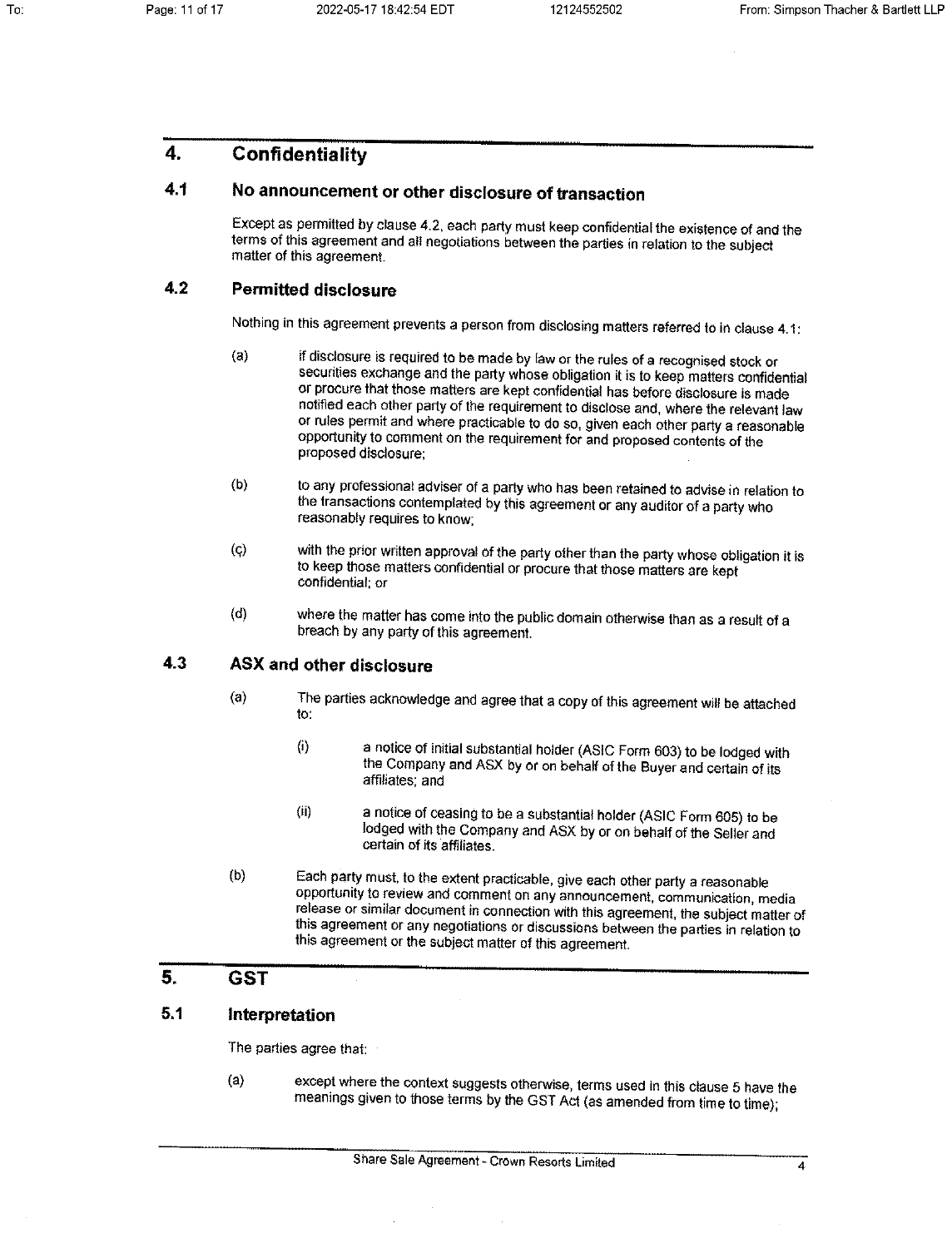## 4. Confidentiality

### 4.1 No announcement or other disclosure of transaction

Except as permitted by clause 4.2, each party must keep confidential the existence of and the terms of this agreement and all negotiations between the parties in relation to the subject matter of this agreement.

### 4.2 Permitted disclosure

Nothing in this agreement prevents a person from disclosing matters referred to in clause 4.1:

(a) if disclosure is required to be made by law or the rules of a recognised stock or securities exchange and the party whose obligation it is to keep matters confidential or procure that those matters are kept confidential has before disclosure is made notified each other party of the requirement to disclose and, where the relevant law or rules permit and where practicable to do so, given each other party a reasonable opportunity to comment on the requirement for and proposed contents of the proposed disclosure;

(b) to any professional adviser of a party who has been retained to advise in relation to the transactions contemplated by this agreement or any auditor of a party who reasonably requires to know;

(c) with the prior written approval of the party other than the party whose obligation it is to keep those matters confidential or procure that those matters are kept confidential; or

(d) where the matter has come into the public domain otherwise than as a result of a breach by any party of this agreement.

### 4.3 ASX and other disclosure

(a) The parties acknowledge and agree that a copy of this agreement will be attached to:

(i) a notice of initial substantial holder (ASIC Form 603) to be lodged with the Company and ASX by or on behalf of the Buyer and certain of its affiliates; and

(ii) a notice of ceasing to be a substantial holder (ASIC Form 605) to be lodged with the Company and ASX by or on behalf of the Seller and certain of its affiliates.

(b) Each party must, to the extent practicable, give each other party a reasonable opportunity to review and comment on any announcement, communication, media release or similar document in connection with this agreement, the subject matter of this agreement or any negotiations or discussions between the parties in relation to this agreement or the subject matter of this agreement.

## 5. GST

### 5.1 Interpretation

The parties agree that:

(a) except where the context suggests otherwise, terms used in this clause 5 have the meanings given to those terms by the GST Act (as amended from time to time);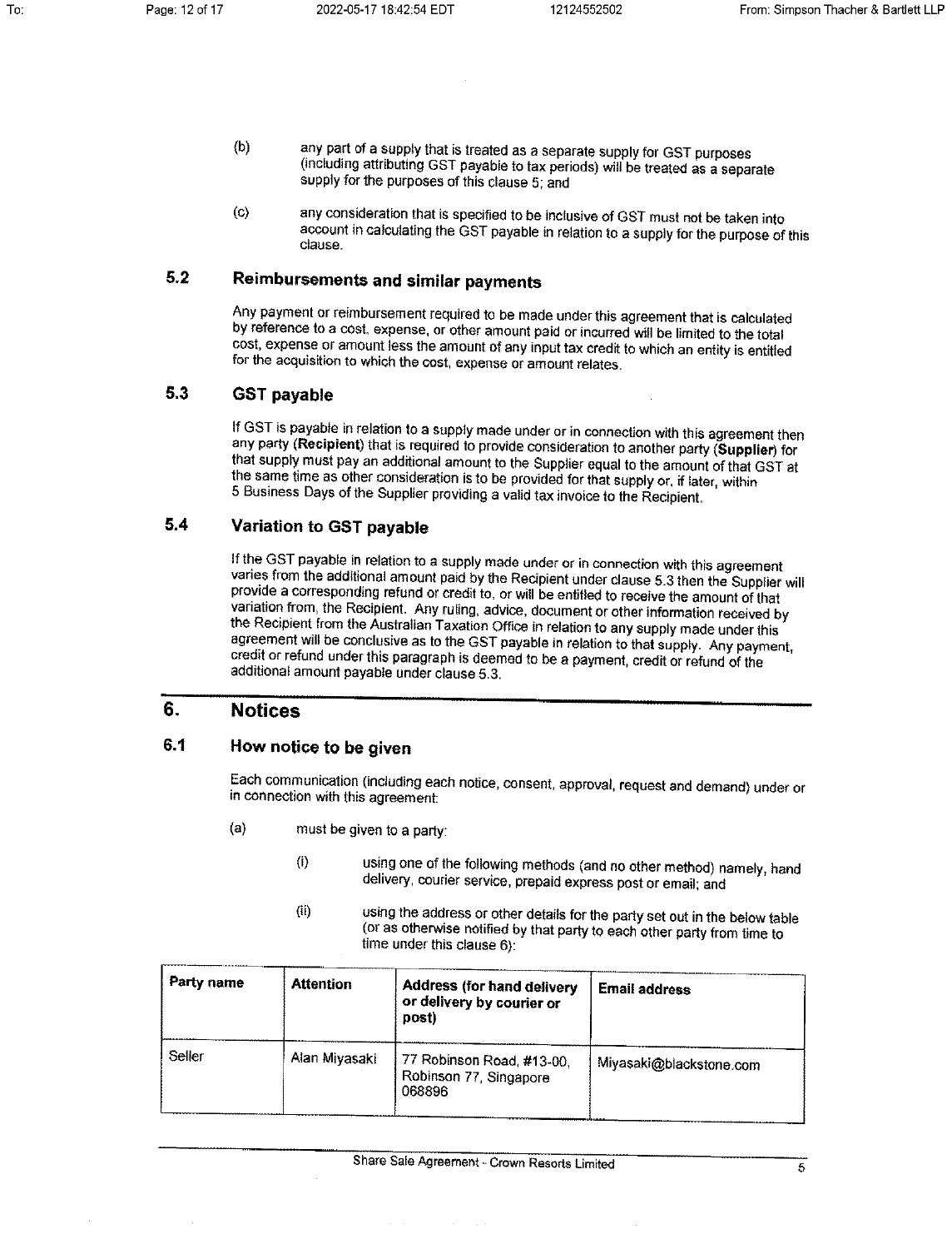(b) any part of a supply that is treated as a separate supply for GST purposes (including attributing GST payable to tax periods) will be treated as a separate supply for the purposes of this clause 5; and

(c) any consideration that is specified to be inclusive of GST must not be taken into account in calculating the GST payable in relation to a supply for the purpose of this clause.

## 5.2 Reimbursements and similar payments

Any payment or reimbursement required to be made under this agreement that is calculated by reference to a cost, expense, or other amount paid or incurred will be limited to the total cost, expense or amount less the amount of any input tax credit to which an entity is entitled for the acquisition to which the cost, expense or amount relates.

## 5.3 GST payable

If GST is payable in relation to a supply made under or in connection with this agreement then any party (**Recipient**) that is required to provide consideration to another party (**Supplier**) for that supply must pay an additional amount to the Supplier equal to the amount of that GST at the same time as other consideration is to be provided for that supply or, if later, within 5 Business Days of the Supplier providing a valid tax invoice to the Recipient.

## 5.4 Variation to GST payable

If the GST payable in relation to a supply made under or in connection with this agreement varies from the additional amount paid by the Recipient under clause 5.3 then the Supplier will provide a corresponding refund or credit to, or will be entitled to receive the amount of that variation from, the Recipient. Any ruling, advice, document or other information received by the Recipient from the Australian Taxation Office in relation to any supply made under this agreement will be conclusive as to the GST payable in relation to that supply. Any payment, credit or refund under this paragraph is deemed to be a payment, credit or refund of the additional amount payable under clause 5.3.

# 6. Notices

## 6.1 How notice to be given

Each communication (including each notice, consent, approval, request and demand) under or in connection with this agreement:

(a) must be given to a party:

(i) using one of the following methods (and no other method) namely, hand delivery, courier service, prepaid express post or email; and

(ii) using the address or other details for the party set out in the below table (or as otherwise notified by that party to each other party from time to time under this clause 6):

| Party name | Attention | Address (for hand delivery or delivery by courier or post) | Email address |
|---|---|---|---|
| Seller | Alan Miyasaki | 77 Robinson Road, #13-00, Robinson 77, Singapore 068896 | Miyasaki@blackstone.com |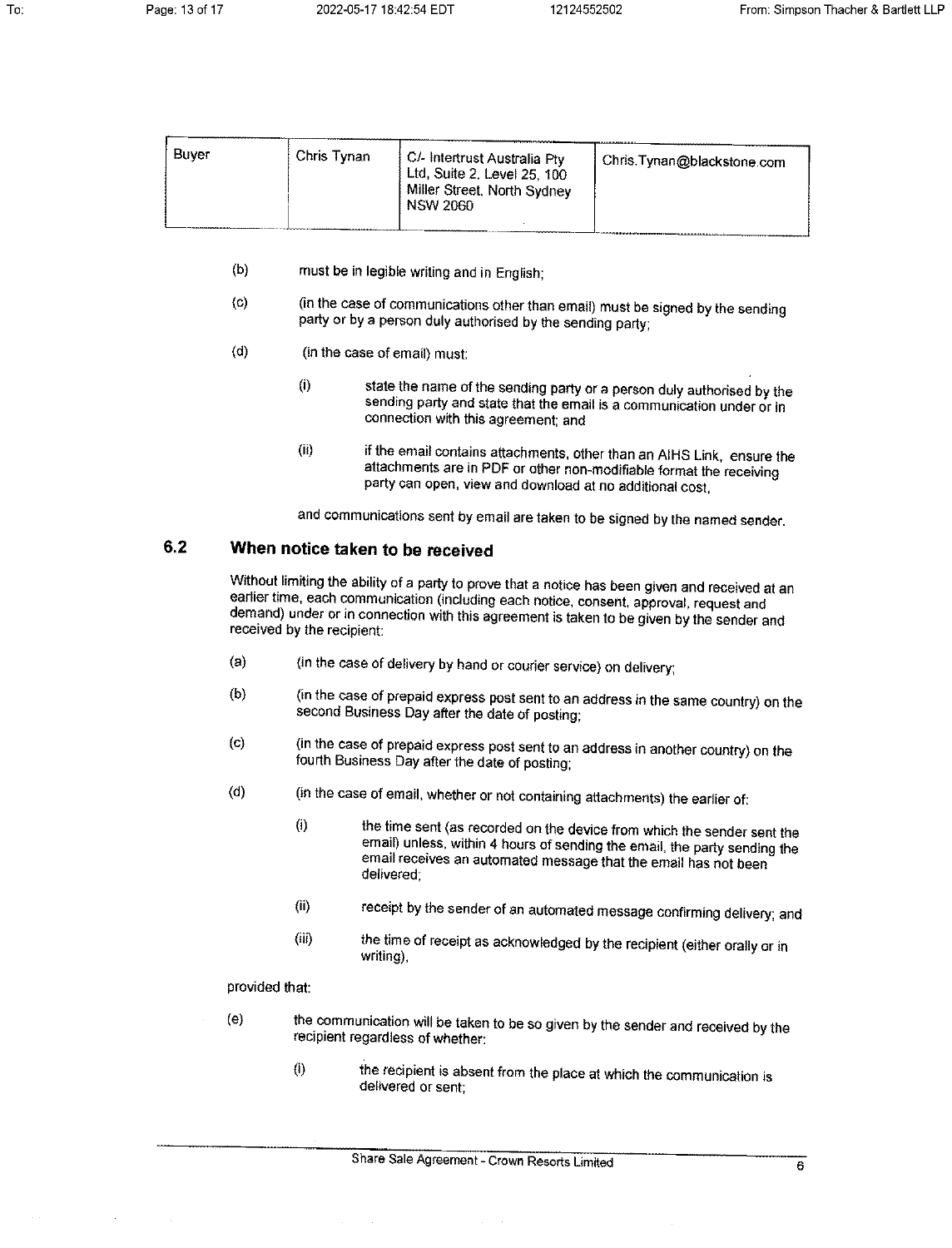| Buyer | Chris Tynan | C/- Intertrust Australia Pty Ltd, Suite 2, Level 25, 100 Miller Street, North Sydney NSW 2060 | Chris.Tynan@blackstone.com |
|---|---|---|---|

(b) must be in legible writing and in English;

(c) (in the case of communications other than email) must be signed by the sending party or by a person duly authorised by the sending party;

(d) (in the case of email) must:

(i) state the name of the sending party or a person duly authorised by the sending party and state that the email is a communication under or in connection with this agreement; and

(ii) if the email contains attachments, other than an AIHS Link, ensure the attachments are in PDF or other non-modifiable format the receiving party can open, view and download at no additional cost,

and communications sent by email are taken to be signed by the named sender.

## 6.2 When notice taken to be received

Without limiting the ability of a party to prove that a notice has been given and received at an earlier time, each communication (including each notice, consent, approval, request and demand) under or in connection with this agreement is taken to be given by the sender and received by the recipient:

(a) (in the case of delivery by hand or courier service) on delivery;

(b) (in the case of prepaid express post sent to an address in the same country) on the second Business Day after the date of posting;

(c) (in the case of prepaid express post sent to an address in another country) on the fourth Business Day after the date of posting;

(d) (in the case of email, whether or not containing attachments) the earlier of:

(i) the time sent (as recorded on the device from which the sender sent the email) unless, within 4 hours of sending the email, the party sending the email receives an automated message that the email has not been delivered;

(ii) receipt by the sender of an automated message confirming delivery; and

(iii) the time of receipt as acknowledged by the recipient (either orally or in writing),

provided that:

(e) the communication will be taken to be so given by the sender and received by the recipient regardless of whether:

(i) the recipient is absent from the place at which the communication is delivered or sent;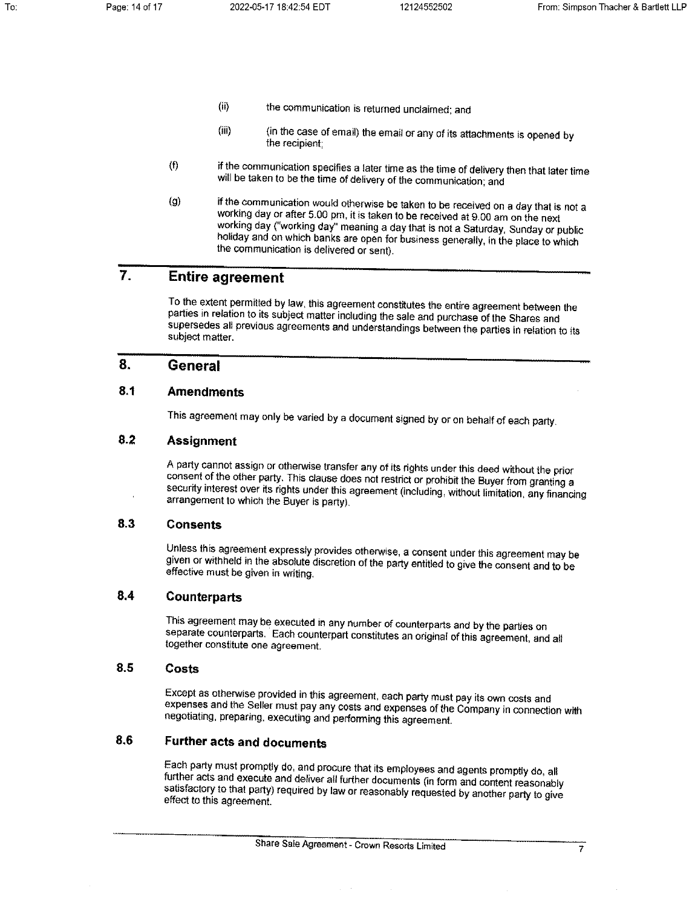(ii) the communication is returned unclaimed; and

(iii) (in the case of email) the email or any of its attachments is opened by the recipient;

(f) if the communication specifies a later time as the time of delivery then that later time will be taken to be the time of delivery of the communication; and

(g) if the communication would otherwise be taken to be received on a day that is not a working day or after 5.00 pm, it is taken to be received at 9.00 am on the next working day ("working day" meaning a day that is not a Saturday, Sunday or public holiday and on which banks are open for business generally, in the place to which the communication is delivered or sent).

## 7. Entire agreement

To the extent permitted by law, this agreement constitutes the entire agreement between the parties in relation to its subject matter including the sale and purchase of the Shares and supersedes all previous agreements and understandings between the parties in relation to its subject matter.

## 8. General

### 8.1 Amendments

This agreement may only be varied by a document signed by or on behalf of each party.

### 8.2 Assignment

A party cannot assign or otherwise transfer any of its rights under this deed without the prior consent of the other party. This clause does not restrict or prohibit the Buyer from granting a security interest over its rights under this agreement (including, without limitation, any financing arrangement to which the Buyer is party).

### 8.3 Consents

Unless this agreement expressly provides otherwise, a consent under this agreement may be given or withheld in the absolute discretion of the party entitled to give the consent and to be effective must be given in writing.

### 8.4 Counterparts

This agreement may be executed in any number of counterparts and by the parties on separate counterparts. Each counterpart constitutes an original of this agreement, and all together constitute one agreement.

### 8.5 Costs

Except as otherwise provided in this agreement, each party must pay its own costs and expenses and the Seller must pay any costs and expenses of the Company in connection with negotiating, preparing, executing and performing this agreement.

### 8.6 Further acts and documents

Each party must promptly do, and procure that its employees and agents promptly do, all further acts and execute and deliver all further documents (in form and content reasonably satisfactory to that party) required by law or reasonably requested by another party to give effect to this agreement.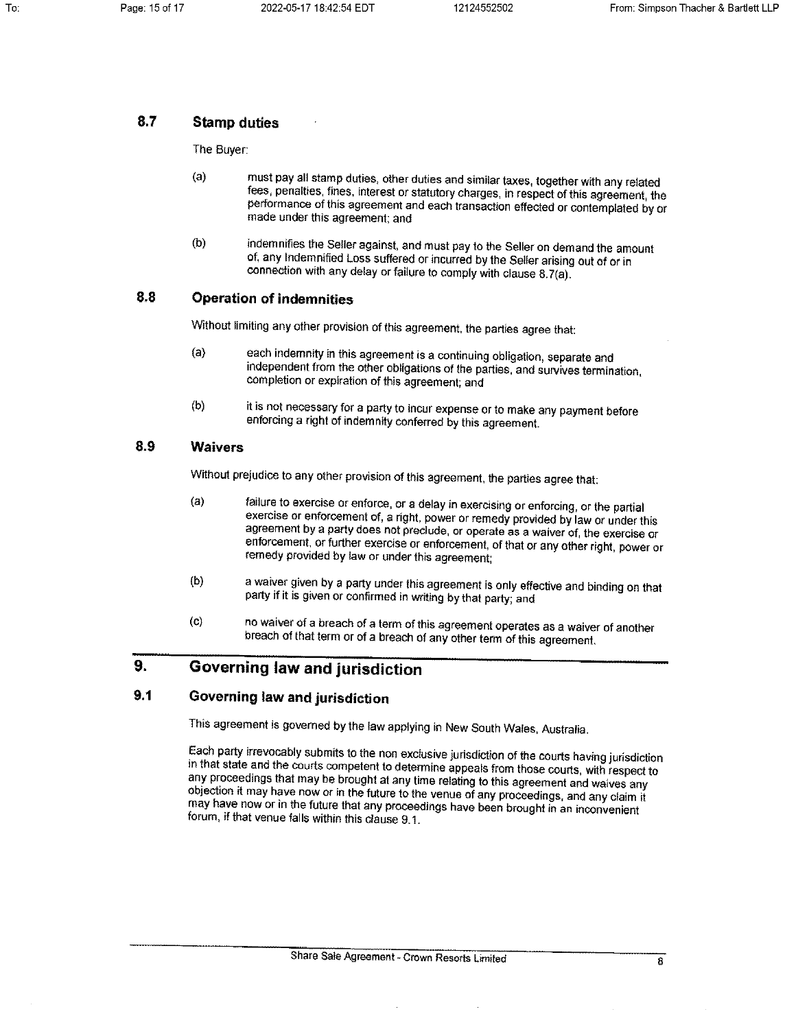### 8.7 Stamp duties

The Buyer:

(a) must pay all stamp duties, other duties and similar taxes, together with any related fees, penalties, fines, interest or statutory charges, in respect of this agreement, the performance of this agreement and each transaction effected or contemplated by or made under this agreement; and

(b) indemnifies the Seller against, and must pay to the Seller on demand the amount of, any Indemnified Loss suffered or incurred by the Seller arising out of or in connection with any delay or failure to comply with clause 8.7(a).

### 8.8 Operation of indemnities

Without limiting any other provision of this agreement, the parties agree that:

(a) each indemnity in this agreement is a continuing obligation, separate and independent from the other obligations of the parties, and survives termination, completion or expiration of this agreement; and

(b) it is not necessary for a party to incur expense or to make any payment before enforcing a right of indemnity conferred by this agreement.

### 8.9 Waivers

Without prejudice to any other provision of this agreement, the parties agree that:

(a) failure to exercise or enforce, or a delay in exercising or enforcing, or the partial exercise or enforcement of, a right, power or remedy provided by law or under this agreement by a party does not preclude, or operate as a waiver of, the exercise or enforcement, or further exercise or enforcement, of that or any other right, power or remedy provided by law or under this agreement;

(b) a waiver given by a party under this agreement is only effective and binding on that party if it is given or confirmed in writing by that party; and

(c) no waiver of a breach of a term of this agreement operates as a waiver of another breach of that term or of a breach of any other term of this agreement.

## 9. Governing law and jurisdiction

### 9.1 Governing law and jurisdiction

This agreement is governed by the law applying in New South Wales, Australia.

Each party irrevocably submits to the non exclusive jurisdiction of the courts having jurisdiction in that state and the courts competent to determine appeals from those courts, with respect to any proceedings that may be brought at any time relating to this agreement and waives any objection it may have now or in the future to the venue of any proceedings, and any claim it may have now or in the future that any proceedings have been brought in an inconvenient forum, if that venue falls within this clause 9.1.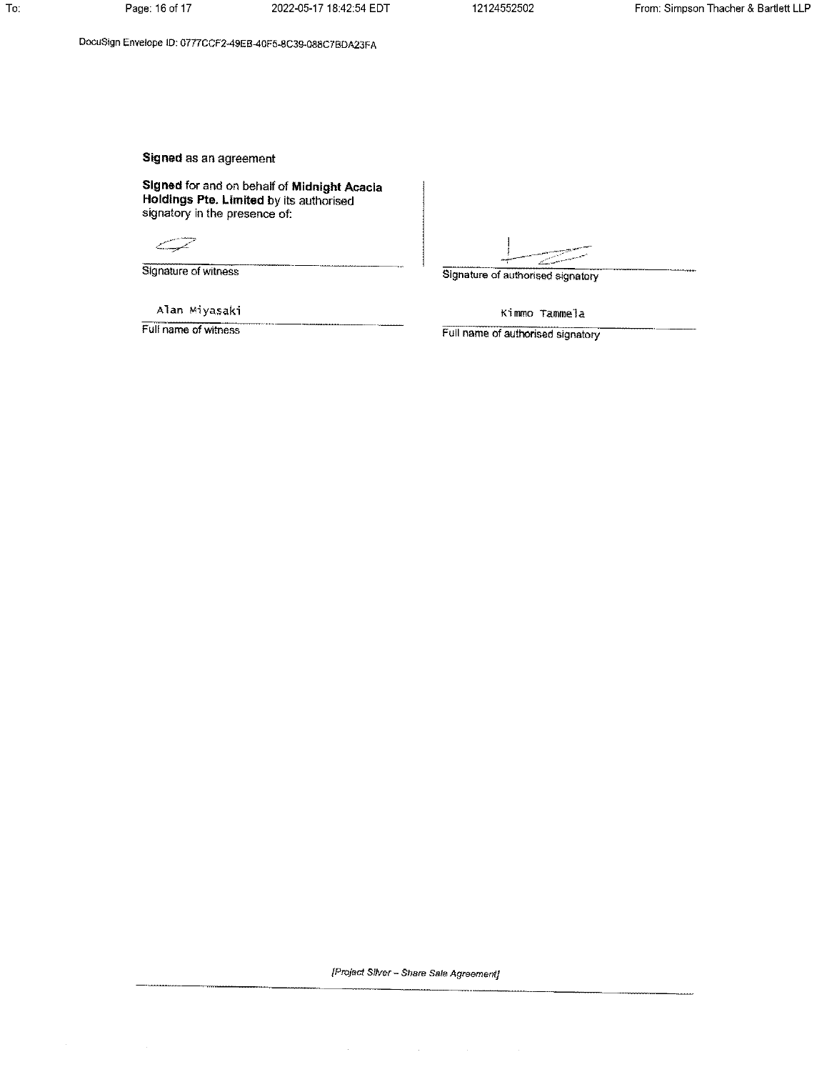DocuSign Envelope ID: 0777CCF2-49EB-40F5-8C39-088C7BDA23FA

**Signed** as an agreement

**Signed** for and on behalf of **Midnight Acacia Holdings Pte. Limited** by its authorised signatory in the presence of:

| | |
|---|---|
| Signature of witness | Signature of authorised signatory |
| Alan Miyasaki | Kimmo Tammela |
| Full name of witness | Full name of authorised signatory |

*[Project Silver – Share Sale Agreement]*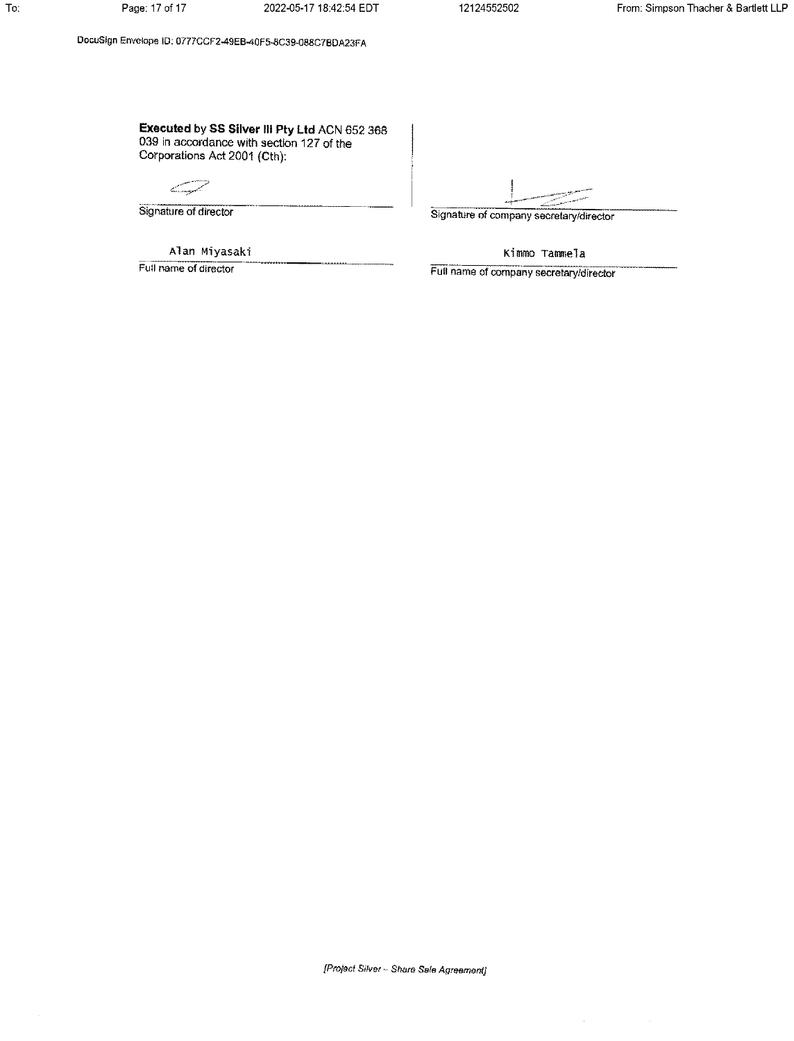**Executed by SS Silver III Pty Ltd** ACN 652 368 039 in accordance with section 127 of the Corporations Act 2001 (Cth):

Signature of director

Alan Miyasaki

Full name of director

Signature of company secretary/director

Kimmo Tammela

Full name of company secretary/director

*[Project Silver – Share Sale Agreement]*